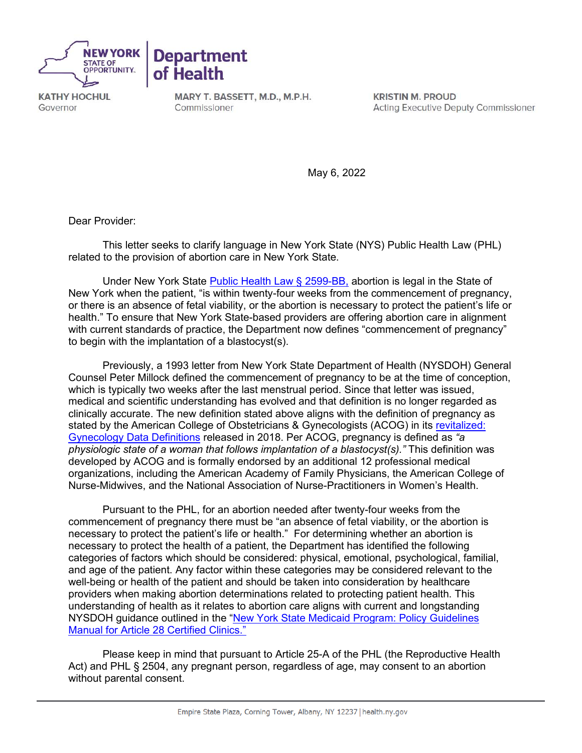**NEW YORK STATE OF OPPORTUNITY** | **Department of Health**

**KATHY HOCHUL**
Governor

**MARY T. BASSETT, M.D., M.P.H.**
Commissioner

**KRISTIN M. PROUD**
Acting Executive Deputy Commissioner

May 6, 2022

Dear Provider:

This letter seeks to clarify language in New York State (NYS) Public Health Law (PHL) related to the provision of abortion care in New York State.

Under New York State [Public Health Law § 2599-BB,]() abortion is legal in the State of New York when the patient, "is within twenty-four weeks from the commencement of pregnancy, or there is an absence of fetal viability, or the abortion is necessary to protect the patient's life or health." To ensure that New York State-based providers are offering abortion care in alignment with current standards of practice, the Department now defines "commencement of pregnancy" to begin with the implantation of a blastocyst(s).

Previously, a 1993 letter from New York State Department of Health (NYSDOH) General Counsel Peter Millock defined the commencement of pregnancy to be at the time of conception, which is typically two weeks after the last menstrual period. Since that letter was issued, medical and scientific understanding has evolved and that definition is no longer regarded as clinically accurate. The new definition stated above aligns with the definition of pregnancy as stated by the American College of Obstetricians & Gynecologists (ACOG) in its [revitalized: Gynecology Data Definitions]() released in 2018. Per ACOG, pregnancy is defined as *"a physiologic state of a woman that follows implantation of a blastocyst(s)."* This definition was developed by ACOG and is formally endorsed by an additional 12 professional medical organizations, including the American Academy of Family Physicians, the American College of Nurse-Midwives, and the National Association of Nurse-Practitioners in Women's Health.

Pursuant to the PHL, for an abortion needed after twenty-four weeks from the commencement of pregnancy there must be "an absence of fetal viability, or the abortion is necessary to protect the patient's life or health." For determining whether an abortion is necessary to protect the health of a patient, the Department has identified the following categories of factors which should be considered: physical, emotional, psychological, familial, and age of the patient. Any factor within these categories may be considered relevant to the well-being or health of the patient and should be taken into consideration by healthcare providers when making abortion determinations related to protecting patient health. This understanding of health as it relates to abortion care aligns with current and longstanding NYSDOH guidance outlined in the ["New York State Medicaid Program: Policy Guidelines Manual for Article 28 Certified Clinics."]()

Please keep in mind that pursuant to Article 25-A of the PHL (the Reproductive Health Act) and PHL § 2504, any pregnant person, regardless of age, may consent to an abortion without parental consent.

Empire State Plaza, Corning Tower, Albany, NY 12237 | health.ny.gov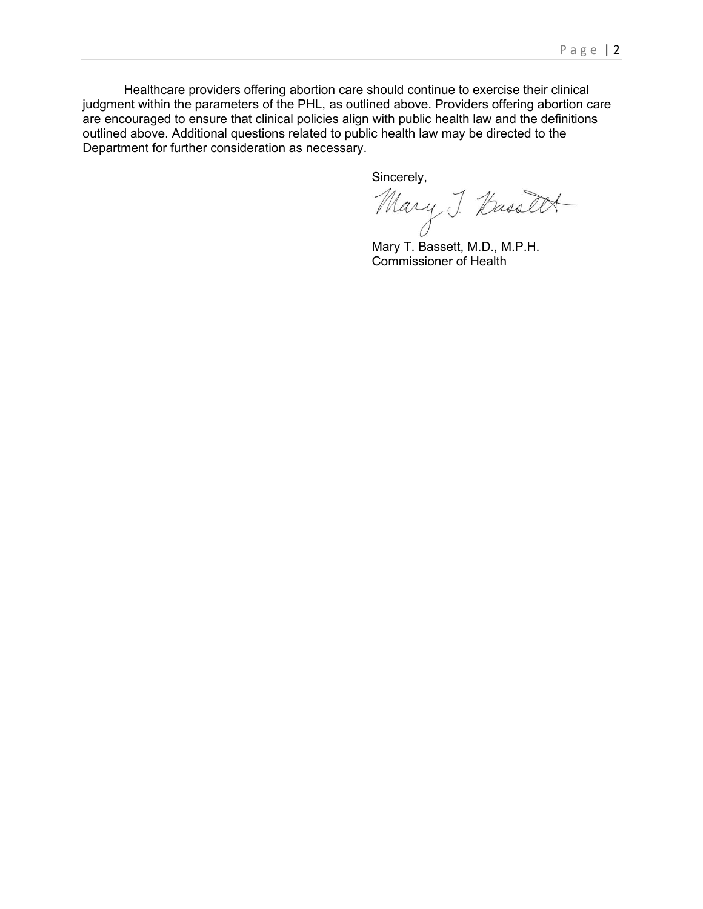Healthcare providers offering abortion care should continue to exercise their clinical judgment within the parameters of the PHL, as outlined above. Providers offering abortion care are encouraged to ensure that clinical policies align with public health law and the definitions outlined above. Additional questions related to public health law may be directed to the Department for further consideration as necessary.

Sincerely,

Mary T. Bassett

Mary T. Bassett, M.D., M.P.H.
Commissioner of Health